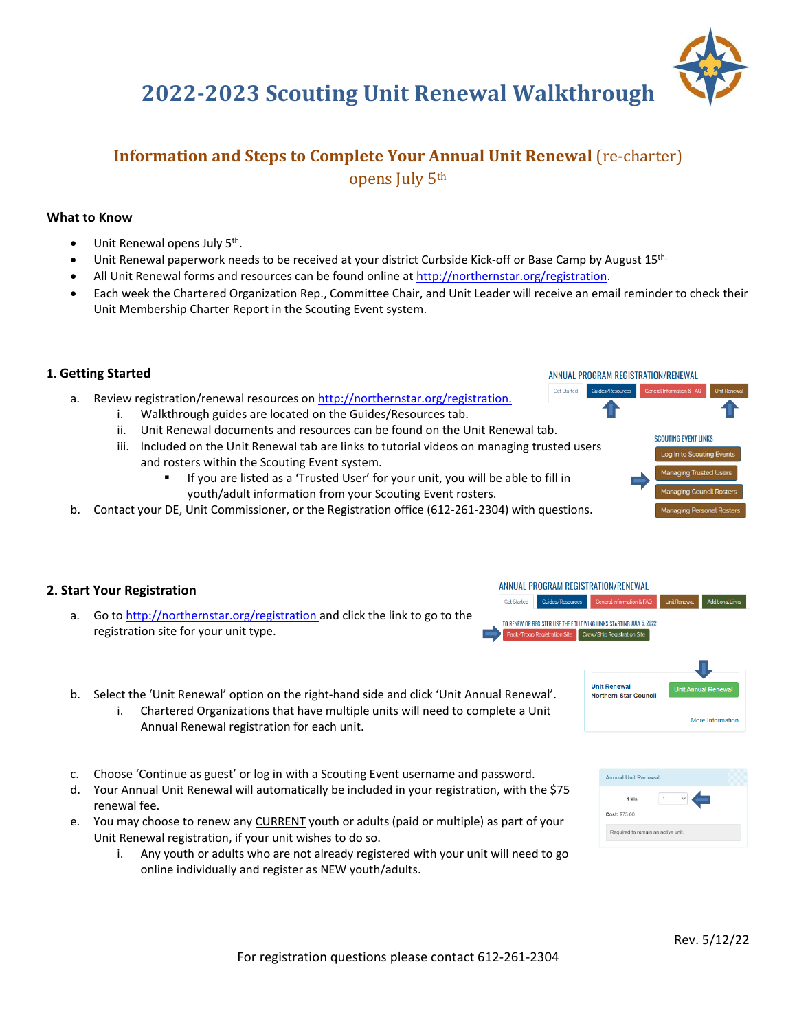# 2022-2023 Scouting Unit Renewal Walkthrough

## Information and Steps to Complete Your Annual Unit Renewal (re-charter) opens July 5th

### What to Know

- Unit Renewal opens July 5th.
- Unit Renewal paperwork needs to be received at your district Curbside Kick-off or Base Camp by August 15th.
- All Unit Renewal forms and resources can be found online at http://northernstar.org/registration.
- Each week the Chartered Organization Rep., Committee Chair, and Unit Leader will receive an email reminder to check their Unit Membership Charter Report in the Scouting Event system.

### 1. Getting Started

a. Review registration/renewal resources on http://northernstar.org/registration.
   i. Walkthrough guides are located on the Guides/Resources tab.
   ii. Unit Renewal documents and resources can be found on the Unit Renewal tab.
   iii. Included on the Unit Renewal tab are links to tutorial videos on managing trusted users and rosters within the Scouting Event system.
      - If you are listed as a 'Trusted User' for your unit, you will be able to fill in youth/adult information from your Scouting Event rosters.

b. Contact your DE, Unit Commissioner, or the Registration office (612-261-2304) with questions.

ANNUAL PROGRAM REGISTRATION/RENEWAL

Get Started | Guides/Resources | General Information & FAQ | Unit Renewal

SCOUTING EVENT LINKS

- Log In to Scouting Events
- Managing Trusted Users
- Managing Council Rosters
- Managing Personal Rosters

### 2. Start Your Registration

a. Go to http://northernstar.org/registration and click the link to go to the registration site for your unit type.

ANNUAL PROGRAM REGISTRATION/RENEWAL

Get Started | Guides/Resources | General Information & FAQ | Unit Renewal | Additional Links

TO RENEW OR REGISTER USE THE FOLLOWING LINKS STARTING JULY 5, 2022

Pack/Troop Registration Site | Crew/Ship Registration Site

b. Select the 'Unit Renewal' option on the right-hand side and click 'Unit Annual Renewal'.
   i. Chartered Organizations that have multiple units will need to complete a Unit Annual Renewal registration for each unit.

Unit Renewal
Northern Star Council
Unit Annual Renewal
More Information

c. Choose 'Continue as guest' or log in with a Scouting Event username and password.

d. Your Annual Unit Renewal will automatically be included in your registration, with the $75 renewal fee.

e. You may choose to renew any CURRENT youth or adults (paid or multiple) as part of your Unit Renewal registration, if your unit wishes to do so.
   i. Any youth or adults who are not already registered with your unit will need to go online individually and register as NEW youth/adults.

Annual Unit Renewal
1 Min | 1
Cost: $75.00
Required to remain an active unit.

Rev. 5/12/22

For registration questions please contact 612-261-2304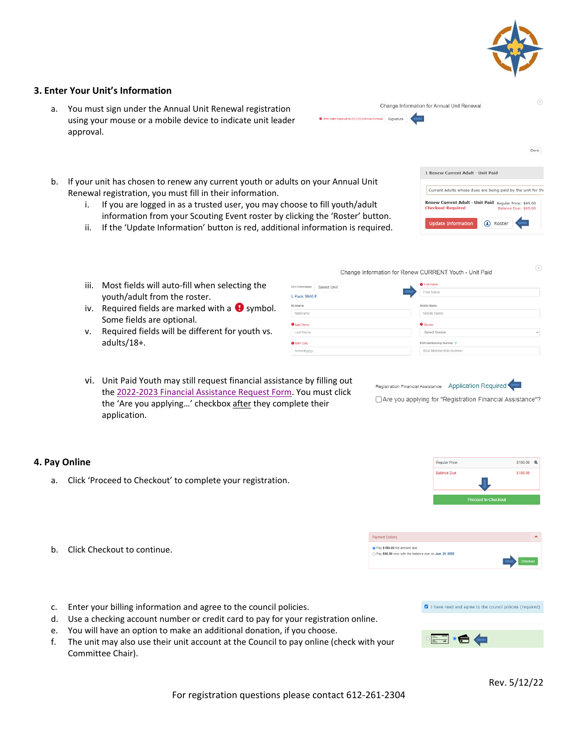## 3. Enter Your Unit's Information

a. You must sign under the Annual Unit Renewal registration using your mouse or a mobile device to indicate unit leader approval.

b. If your unit has chosen to renew any current youth or adults on your Annual Unit Renewal registration, you must fill in their information.
   i. If you are logged in as a trusted user, you may choose to fill youth/adult information from your Scouting Event roster by clicking the 'Roster' button.
   ii. If the 'Update Information' button is red, additional information is required.
   iii. Most fields will auto-fill when selecting the youth/adult from the roster.
   iv. Required fields are marked with a ❗ symbol. Some fields are optional.
   v. Required fields will be different for youth vs. adults/18+.
   vi. Unit Paid Youth may still request financial assistance by filling out the 2022-2023 Financial Assistance Request Form. You must click the 'Are you applying…' checkbox after they complete their application.

## 4. Pay Online

a. Click 'Proceed to Checkout' to complete your registration.

b. Click Checkout to continue.

c. Enter your billing information and agree to the council policies.

d. Use a checking account number or credit card to pay for your registration online.

e. You will have an option to make an additional donation, if you choose.

f. The unit may also use their unit account at the Council to pay online (check with your Committee Chair).

Rev. 5/12/22

For registration questions please contact 612-261-2304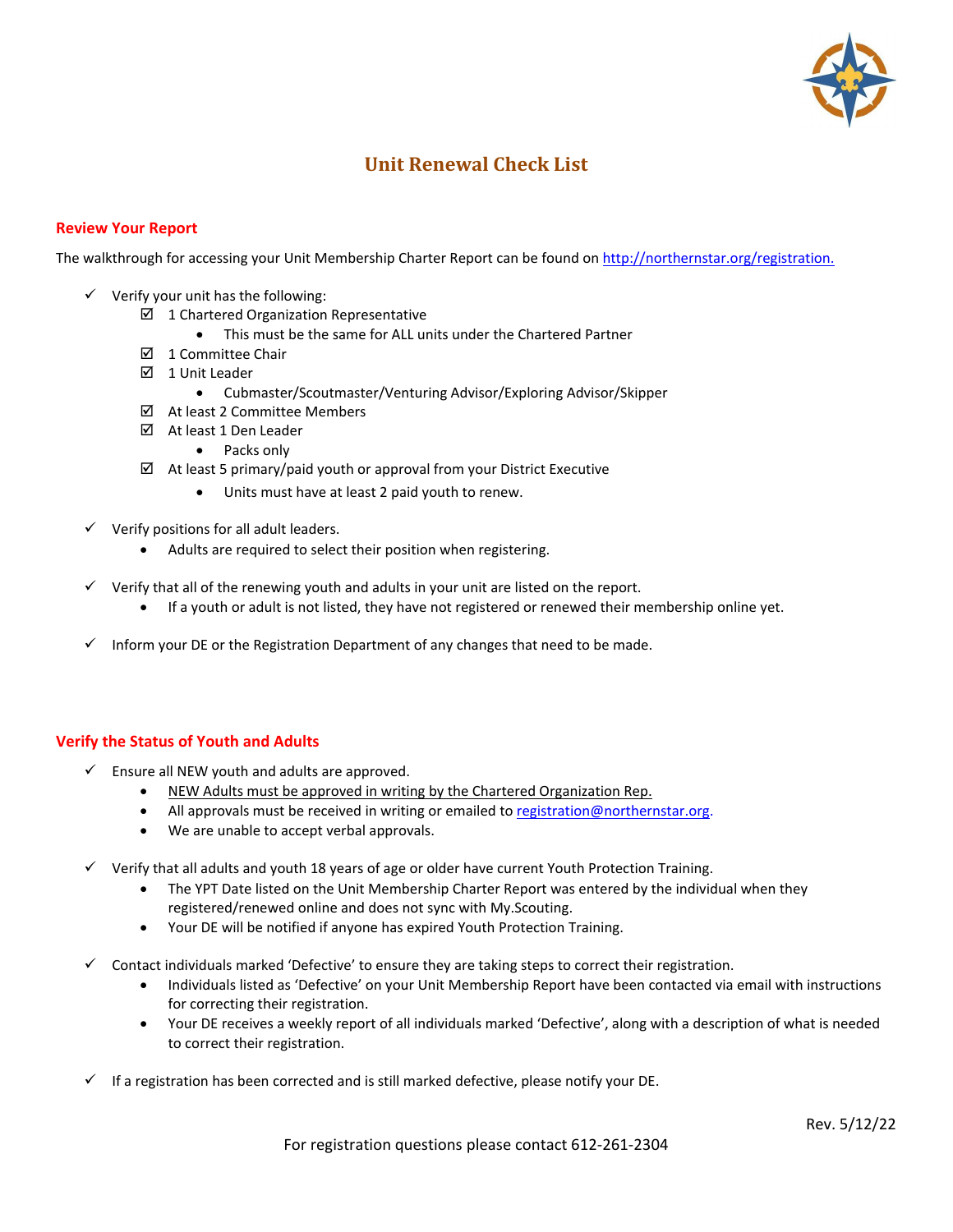# Unit Renewal Check List

## Review Your Report

The walkthrough for accessing your Unit Membership Charter Report can be found on [http://northernstar.org/registration.](http://northernstar.org/registration)

- ✓ Verify your unit has the following:
  - ☑ 1 Chartered Organization Representative
    - This must be the same for ALL units under the Chartered Partner
  - ☑ 1 Committee Chair
  - ☑ 1 Unit Leader
    - Cubmaster/Scoutmaster/Venturing Advisor/Exploring Advisor/Skipper
  - ☑ At least 2 Committee Members
  - ☑ At least 1 Den Leader
    - Packs only
  - ☑ At least 5 primary/paid youth or approval from your District Executive
    - Units must have at least 2 paid youth to renew.
- ✓ Verify positions for all adult leaders.
  - Adults are required to select their position when registering.
- ✓ Verify that all of the renewing youth and adults in your unit are listed on the report.
  - If a youth or adult is not listed, they have not registered or renewed their membership online yet.
- ✓ Inform your DE or the Registration Department of any changes that need to be made.

## Verify the Status of Youth and Adults

- ✓ Ensure all NEW youth and adults are approved.
  - <u>NEW Adults must be approved in writing by the Chartered Organization Rep.</u>
  - All approvals must be received in writing or emailed to [registration@northernstar.org](mailto:registration@northernstar.org).
  - We are unable to accept verbal approvals.
- ✓ Verify that all adults and youth 18 years of age or older have current Youth Protection Training.
  - The YPT Date listed on the Unit Membership Charter Report was entered by the individual when they registered/renewed online and does not sync with My.Scouting.
  - Your DE will be notified if anyone has expired Youth Protection Training.
- ✓ Contact individuals marked 'Defective' to ensure they are taking steps to correct their registration.
  - Individuals listed as 'Defective' on your Unit Membership Report have been contacted via email with instructions for correcting their registration.
  - Your DE receives a weekly report of all individuals marked 'Defective', along with a description of what is needed to correct their registration.
- ✓ If a registration has been corrected and is still marked defective, please notify your DE.

Rev. 5/12/22

For registration questions please contact 612-261-2304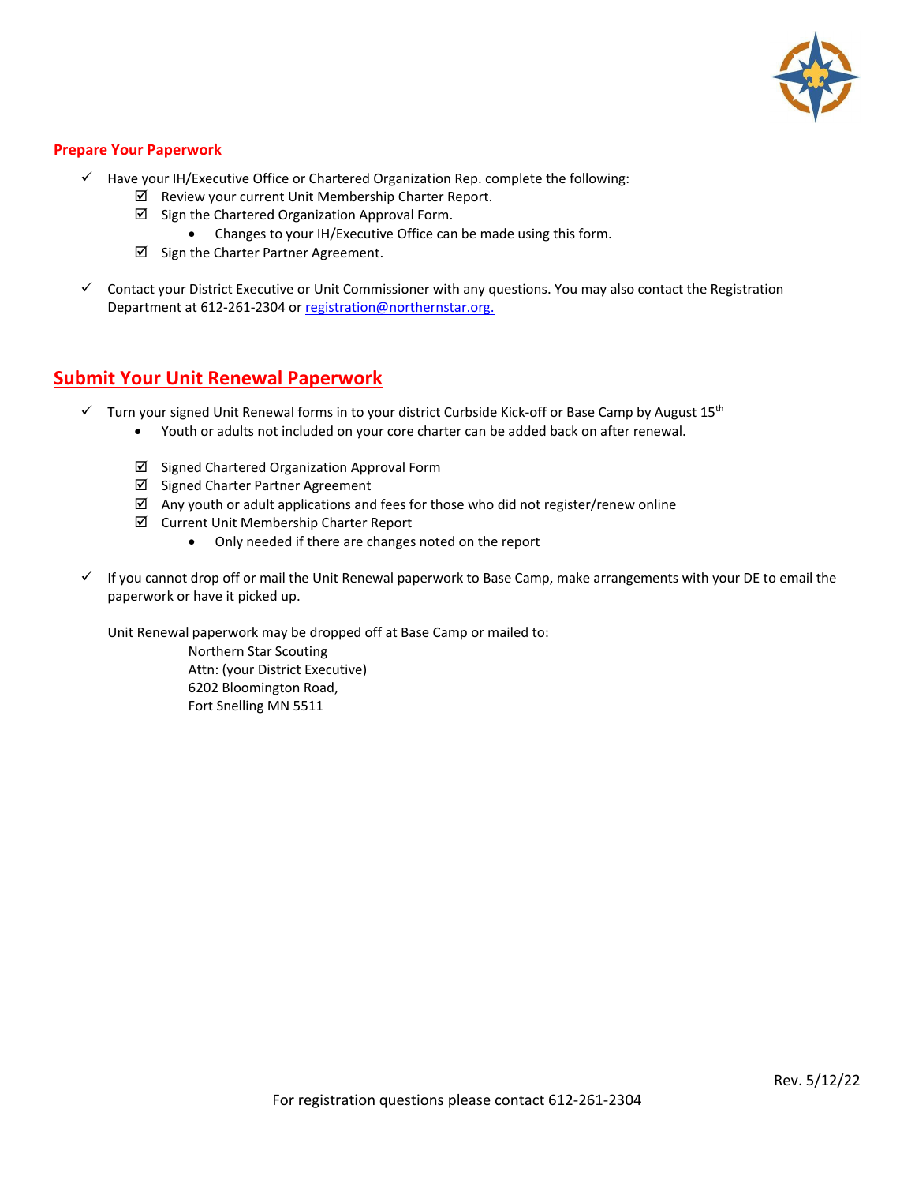## Prepare Your Paperwork

- ✓ Have your IH/Executive Office or Chartered Organization Rep. complete the following:
  - ☑ Review your current Unit Membership Charter Report.
  - ☑ Sign the Chartered Organization Approval Form.
    - Changes to your IH/Executive Office can be made using this form.
  - ☑ Sign the Charter Partner Agreement.

- ✓ Contact your District Executive or Unit Commissioner with any questions. You may also contact the Registration Department at 612-261-2304 or registration@northernstar.org.

## Submit Your Unit Renewal Paperwork

- ✓ Turn your signed Unit Renewal forms in to your district Curbside Kick-off or Base Camp by August 15th
  - Youth or adults not included on your core charter can be added back on after renewal.

  - ☑ Signed Chartered Organization Approval Form
  - ☑ Signed Charter Partner Agreement
  - ☑ Any youth or adult applications and fees for those who did not register/renew online
  - ☑ Current Unit Membership Charter Report
    - Only needed if there are changes noted on the report

- ✓ If you cannot drop off or mail the Unit Renewal paperwork to Base Camp, make arrangements with your DE to email the paperwork or have it picked up.

  Unit Renewal paperwork may be dropped off at Base Camp or mailed to:

  Northern Star Scouting
  Attn: (your District Executive)
  6202 Bloomington Road,
  Fort Snelling MN 5511

Rev. 5/12/22

For registration questions please contact 612-261-2304